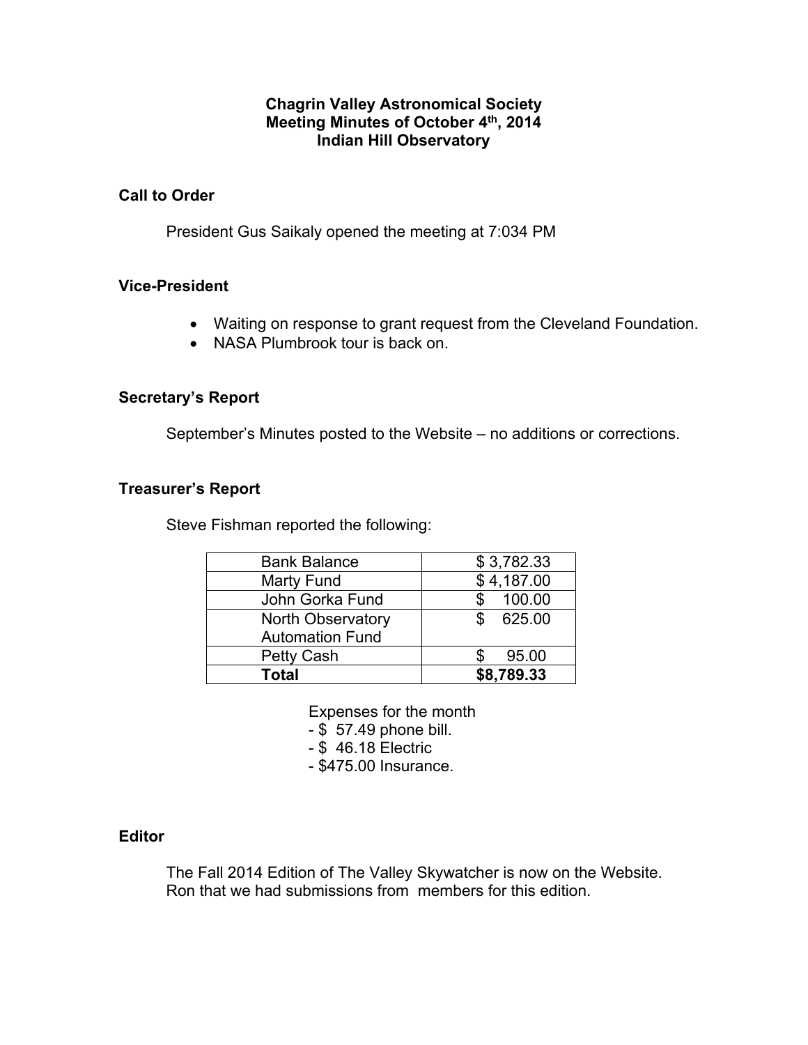# Chagrin Valley Astronomical Society
## Meeting Minutes of October 4th, 2014
## Indian Hill Observatory

### Call to Order

President Gus Saikaly opened the meeting at 7:034 PM

### Vice-President

- Waiting on response to grant request from the Cleveland Foundation.
- NASA Plumbrook tour is back on.

### Secretary's Report

September's Minutes posted to the Website – no additions or corrections.

### Treasurer's Report

Steve Fishman reported the following:

| | |
|---|---|
| Bank Balance | $ 3,782.33 |
| Marty Fund | $ 4,187.00 |
| John Gorka Fund | $ 100.00 |
| North Observatory Automation Fund | $ 625.00 |
| Petty Cash | $ 95.00 |
| **Total** | **$8,789.33** |

Expenses for the month
- $ 57.49 phone bill.
- $ 46.18 Electric
- $475.00 Insurance.

### Editor

The Fall 2014 Edition of The Valley Skywatcher is now on the Website.
Ron that we had submissions from members for this edition.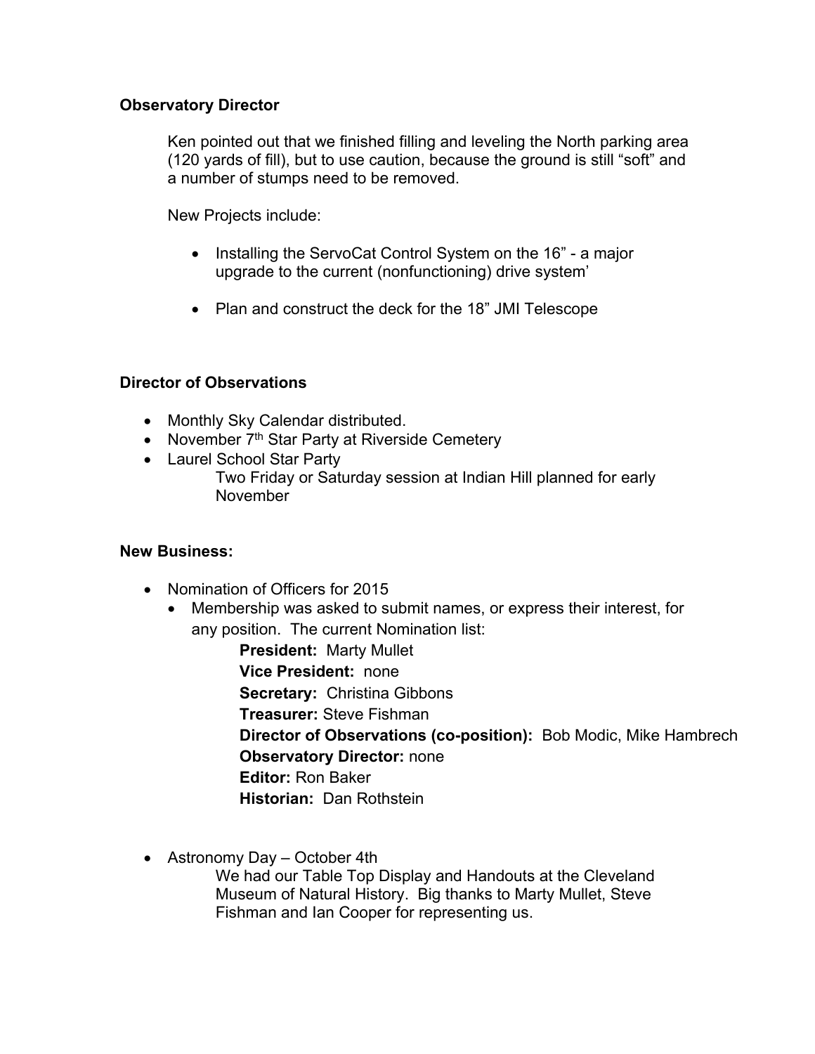**Observatory Director**

Ken pointed out that we finished filling and leveling the North parking area (120 yards of fill), but to use caution, because the ground is still "soft" and a number of stumps need to be removed.

New Projects include:

- Installing the ServoCat Control System on the 16" - a major upgrade to the current (nonfunctioning) drive system'
- Plan and construct the deck for the 18" JMI Telescope

**Director of Observations**

- Monthly Sky Calendar distributed.
- November 7th Star Party at Riverside Cemetery
- Laurel School Star Party
  Two Friday or Saturday session at Indian Hill planned for early November

**New Business:**

- Nomination of Officers for 2015
  - Membership was asked to submit names, or express their interest, for any position. The current Nomination list:
    - **President:** Marty Mullet
    - **Vice President:** none
    - **Secretary:** Christina Gibbons
    - **Treasurer:** Steve Fishman
    - **Director of Observations (co-position):** Bob Modic, Mike Hambrech
    - **Observatory Director:** none
    - **Editor:** Ron Baker
    - **Historian:** Dan Rothstein
- Astronomy Day – October 4th
  We had our Table Top Display and Handouts at the Cleveland Museum of Natural History. Big thanks to Marty Mullet, Steve Fishman and Ian Cooper for representing us.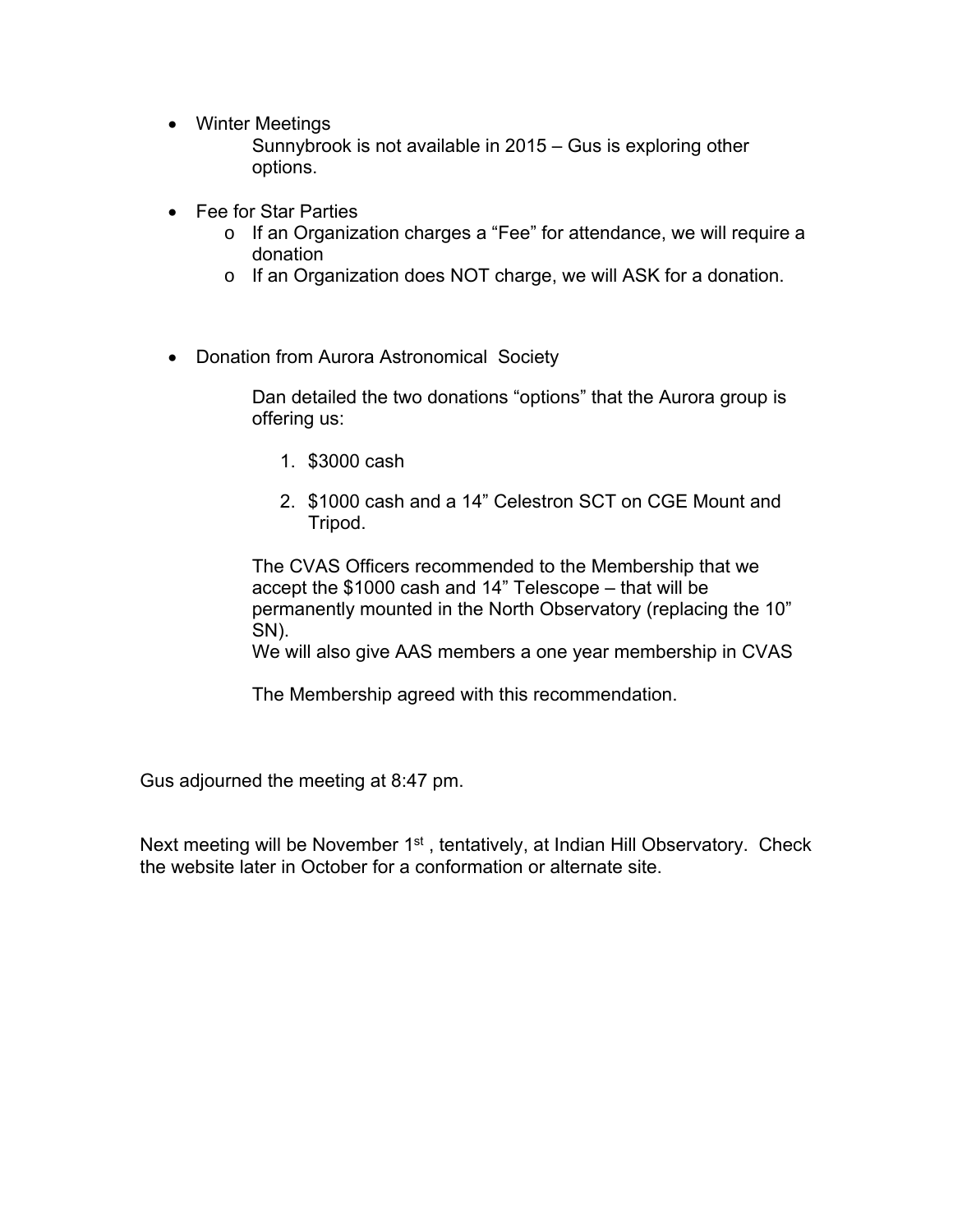- Winter Meetings

  Sunnybrook is not available in 2015 – Gus is exploring other options.

- Fee for Star Parties
  - If an Organization charges a "Fee" for attendance, we will require a donation
  - If an Organization does NOT charge, we will ASK for a donation.

- Donation from Aurora Astronomical Society

  Dan detailed the two donations "options" that the Aurora group is offering us:

  1. $3000 cash
  2. $1000 cash and a 14" Celestron SCT on CGE Mount and Tripod.

  The CVAS Officers recommended to the Membership that we accept the $1000 cash and 14" Telescope – that will be permanently mounted in the North Observatory (replacing the 10" SN).
  We will also give AAS members a one year membership in CVAS

  The Membership agreed with this recommendation.

Gus adjourned the meeting at 8:47 pm.

Next meeting will be November 1st , tentatively, at Indian Hill Observatory. Check the website later in October for a conformation or alternate site.